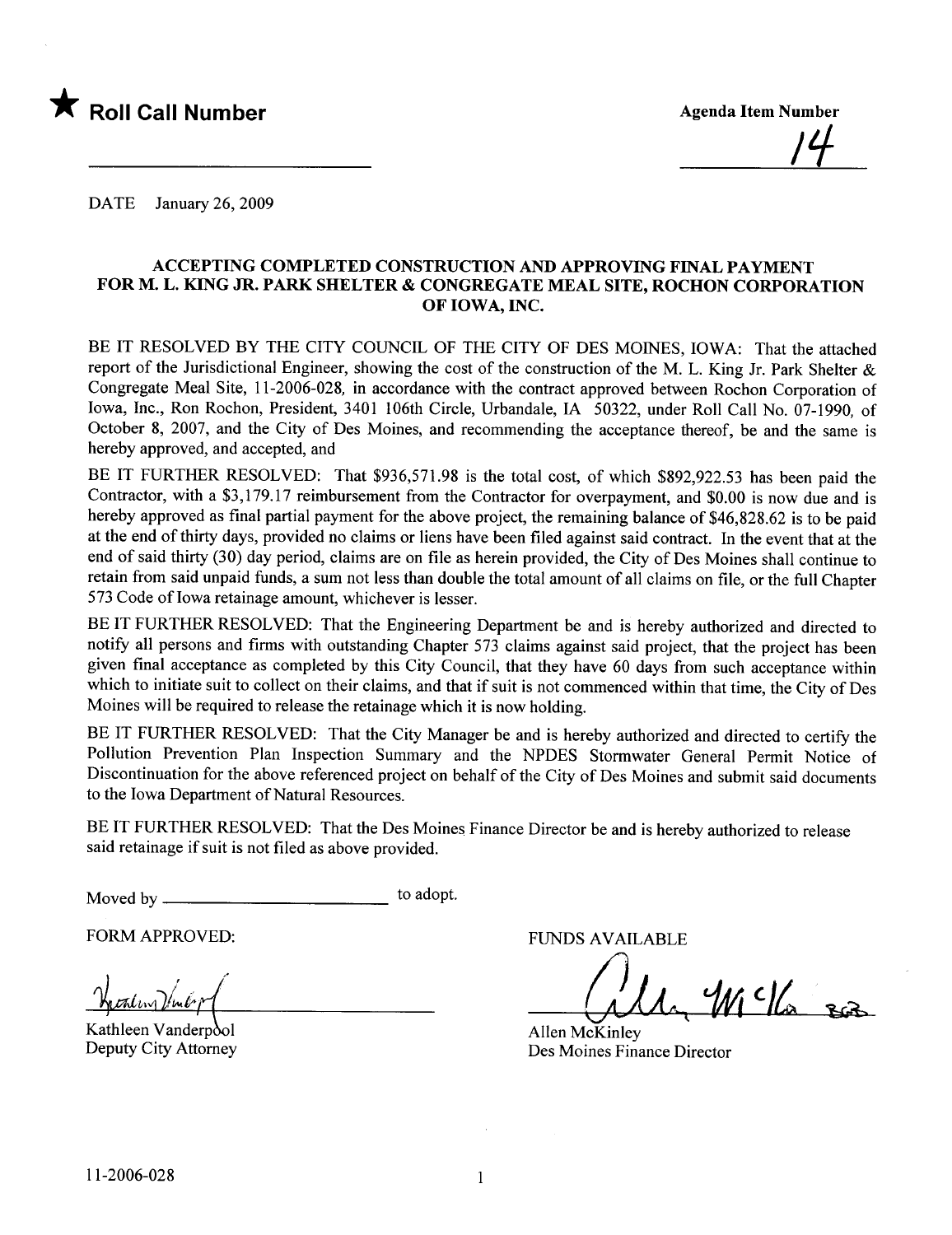★ **Roll Call Number**

**Agenda Item Number**

14

DATE January 26, 2009

**ACCEPTING COMPLETED CONSTRUCTION AND APPROVING FINAL PAYMENT FOR M. L. KING JR. PARK SHELTER & CONGREGATE MEAL SITE, ROCHON CORPORATION OF IOWA, INC.**

BE IT RESOLVED BY THE CITY COUNCIL OF THE CITY OF DES MOINES, IOWA: That the attached report of the Jurisdictional Engineer, showing the cost of the construction of the M. L. King Jr. Park Shelter & Congregate Meal Site, 11-2006-028, in accordance with the contract approved between Rochon Corporation of Iowa, Inc., Ron Rochon, President, 3401 106th Circle, Urbandale, IA 50322, under Roll Call No. 07-1990, of October 8, 2007, and the City of Des Moines, and recommending the acceptance thereof, be and the same is hereby approved, and accepted, and

BE IT FURTHER RESOLVED: That $936,571.98 is the total cost, of which $892,922.53 has been paid the Contractor, with a $3,179.17 reimbursement from the Contractor for overpayment, and $0.00 is now due and is hereby approved as final partial payment for the above project, the remaining balance of $46,828.62 is to be paid at the end of thirty days, provided no claims or liens have been filed against said contract. In the event that at the end of said thirty (30) day period, claims are on file as herein provided, the City of Des Moines shall continue to retain from said unpaid funds, a sum not less than double the total amount of all claims on file, or the full Chapter 573 Code of Iowa retainage amount, whichever is lesser.

BE IT FURTHER RESOLVED: That the Engineering Department be and is hereby authorized and directed to notify all persons and firms with outstanding Chapter 573 claims against said project, that the project has been given final acceptance as completed by this City Council, that they have 60 days from such acceptance within which to initiate suit to collect on their claims, and that if suit is not commenced within that time, the City of Des Moines will be required to release the retainage which it is now holding.

BE IT FURTHER RESOLVED: That the City Manager be and is hereby authorized and directed to certify the Pollution Prevention Plan Inspection Summary and the NPDES Stormwater General Permit Notice of Discontinuation for the above referenced project on behalf of the City of Des Moines and submit said documents to the Iowa Department of Natural Resources.

BE IT FURTHER RESOLVED: That the Des Moines Finance Director be and is hereby authorized to release said retainage if suit is not filed as above provided.

Moved by ________________________ to adopt.

FORM APPROVED:

Kathleen Vanderpool
Deputy City Attorney

FUNDS AVAILABLE

Allen McKinley
Des Moines Finance Director

11-2006-028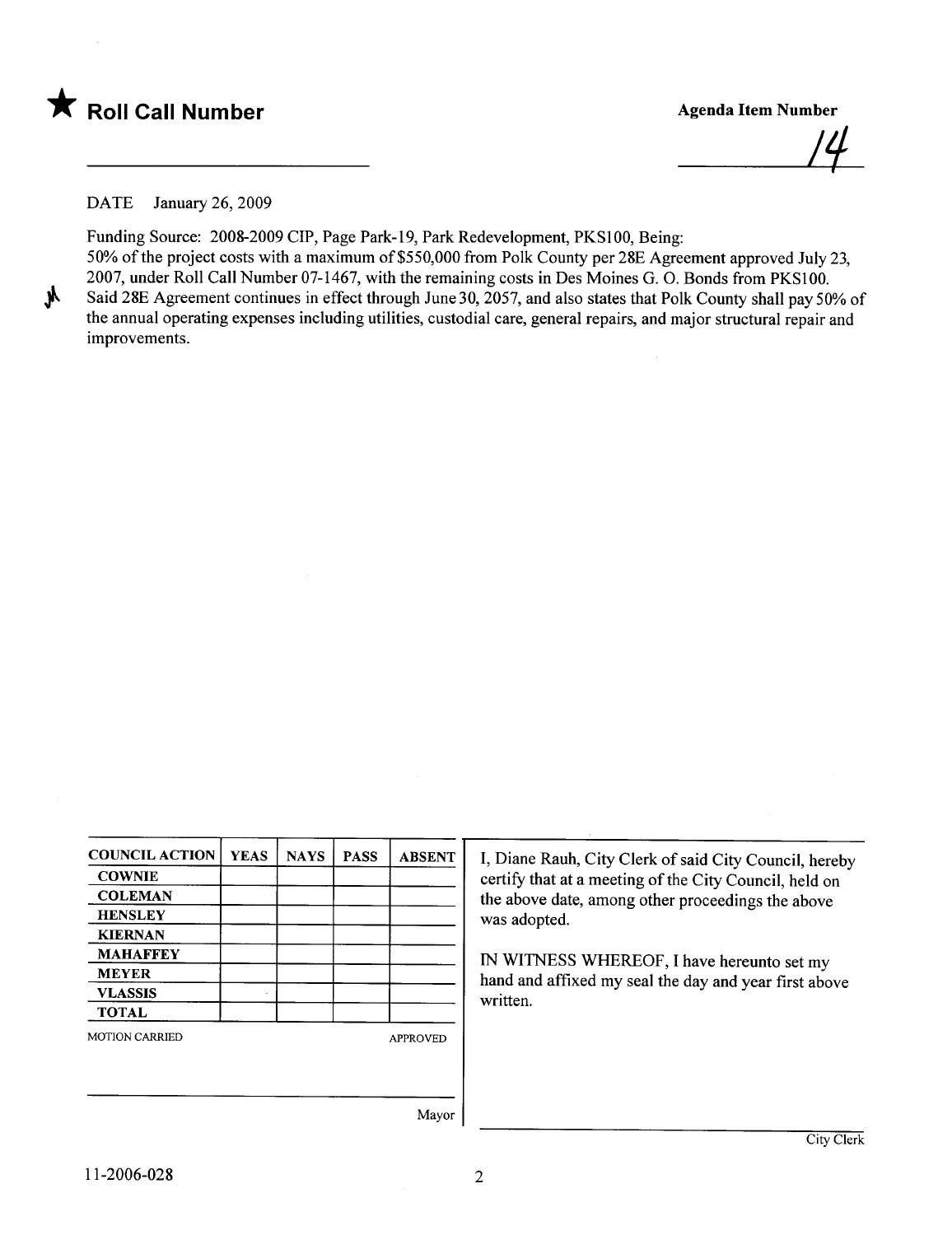★ **Roll Call Number**

**Agenda Item Number**

14

DATE January 26, 2009

Funding Source: 2008-2009 CIP, Page Park-19, Park Redevelopment, PKS100, Being:
50% of the project costs with a maximum of $550,000 from Polk County per 28E Agreement approved July 23, 2007, under Roll Call Number 07-1467, with the remaining costs in Des Moines G. O. Bonds from PKS100. Said 28E Agreement continues in effect through June 30, 2057, and also states that Polk County shall pay 50% of the annual operating expenses including utilities, custodial care, general repairs, and major structural repair and improvements.

| COUNCIL ACTION | YEAS | NAYS | PASS | ABSENT |
|---|---|---|---|---|
| COWNIE | | | | |
| COLEMAN | | | | |
| HENSLEY | | | | |
| KIERNAN | | | | |
| MAHAFFEY | | | | |
| MEYER | | | | |
| VLASSIS | | | | |
| TOTAL | | | | |

MOTION CARRIED APPROVED

Mayor

I, Diane Rauh, City Clerk of said City Council, hereby certify that at a meeting of the City Council, held on the above date, among other proceedings the above was adopted.

IN WITNESS WHEREOF, I have hereunto set my hand and affixed my seal the day and year first above written.

City Clerk

11-2006-028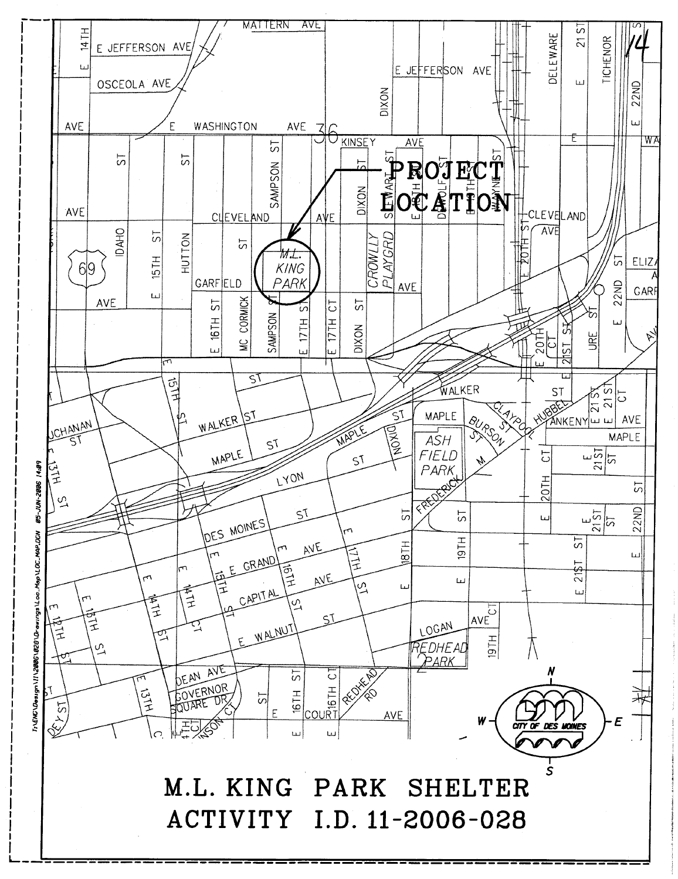# M.L. KING PARK SHELTER

## ACTIVITY I.D. 11-2006-028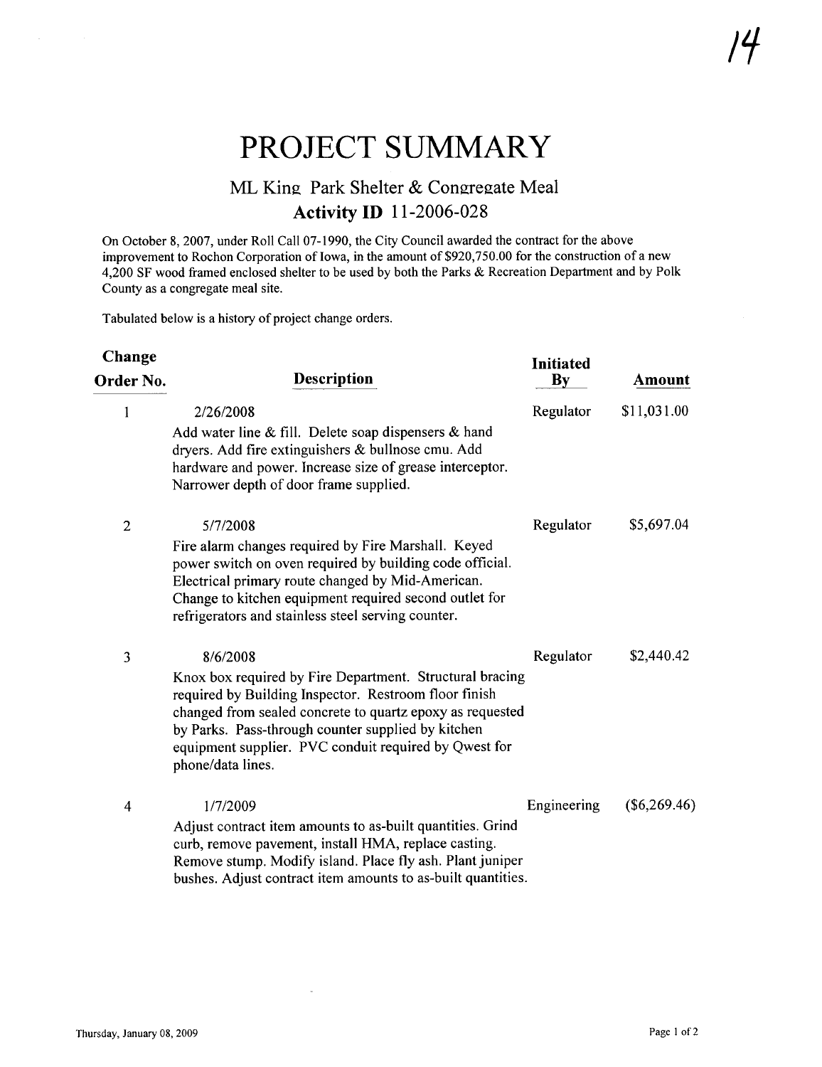# PROJECT SUMMARY

## ML King Park Shelter & Congregate Meal

### Activity ID 11-2006-028

On October 8, 2007, under Roll Call 07-1990, the City Council awarded the contract for the above improvement to Rochon Corporation of Iowa, in the amount of $920,750.00 for the construction of a new 4,200 SF wood framed enclosed shelter to be used by both the Parks & Recreation Department and by Polk County as a congregate meal site.

Tabulated below is a history of project change orders.

| Change Order No. | Description | Initiated By | Amount |
|---|---|---|---|
| 1 | 2/26/2008<br>Add water line & fill. Delete soap dispensers & hand dryers. Add fire extinguishers & bullnose cmu. Add hardware and power. Increase size of grease interceptor. Narrower depth of door frame supplied. | Regulator | $11,031.00 |
| 2 | 5/7/2008<br>Fire alarm changes required by Fire Marshall. Keyed power switch on oven required by building code official. Electrical primary route changed by Mid-American. Change to kitchen equipment required second outlet for refrigerators and stainless steel serving counter. | Regulator | $5,697.04 |
| 3 | 8/6/2008<br>Knox box required by Fire Department. Structural bracing required by Building Inspector. Restroom floor finish changed from sealed concrete to quartz epoxy as requested by Parks. Pass-through counter supplied by kitchen equipment supplier. PVC conduit required by Qwest for phone/data lines. | Regulator | $2,440.42 |
| 4 | 1/7/2009<br>Adjust contract item amounts to as-built quantities. Grind curb, remove pavement, install HMA, replace casting. Remove stump. Modify island. Place fly ash. Plant juniper bushes. Adjust contract item amounts to as-built quantities. | Engineering | ($6,269.46) |

Thursday, January 08, 2009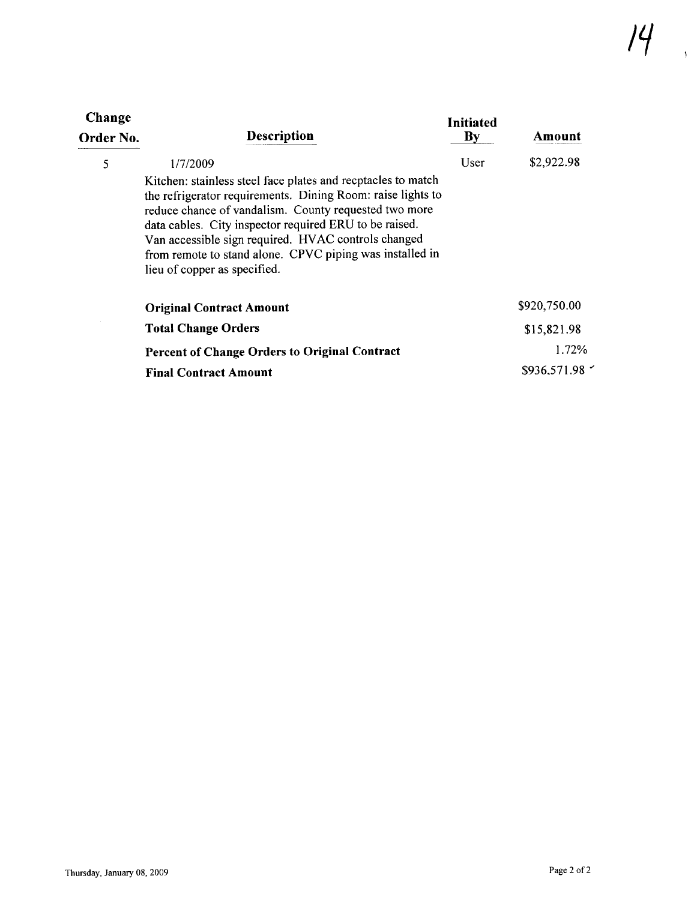| Change Order No. | Description | Initiated By | Amount |
|---|---|---|---|
| 5 | 1/7/2009<br>Kitchen: stainless steel face plates and recptacles to match the refrigerator requirements. Dining Room: raise lights to reduce chance of vandalism. County requested two more data cables. City inspector required ERU to be raised. Van accessible sign required. HVAC controls changed from remote to stand alone. CPVC piping was installed in lieu of copper as specified. | User | $2,922.98 |
| | **Original Contract Amount** | | $920,750.00 |
| | **Total Change Orders** | | $15,821.98 |
| | **Percent of Change Orders to Original Contract** | | 1.72% |
| | **Final Contract Amount** | | $936,571.98 |

Thursday, January 08, 2009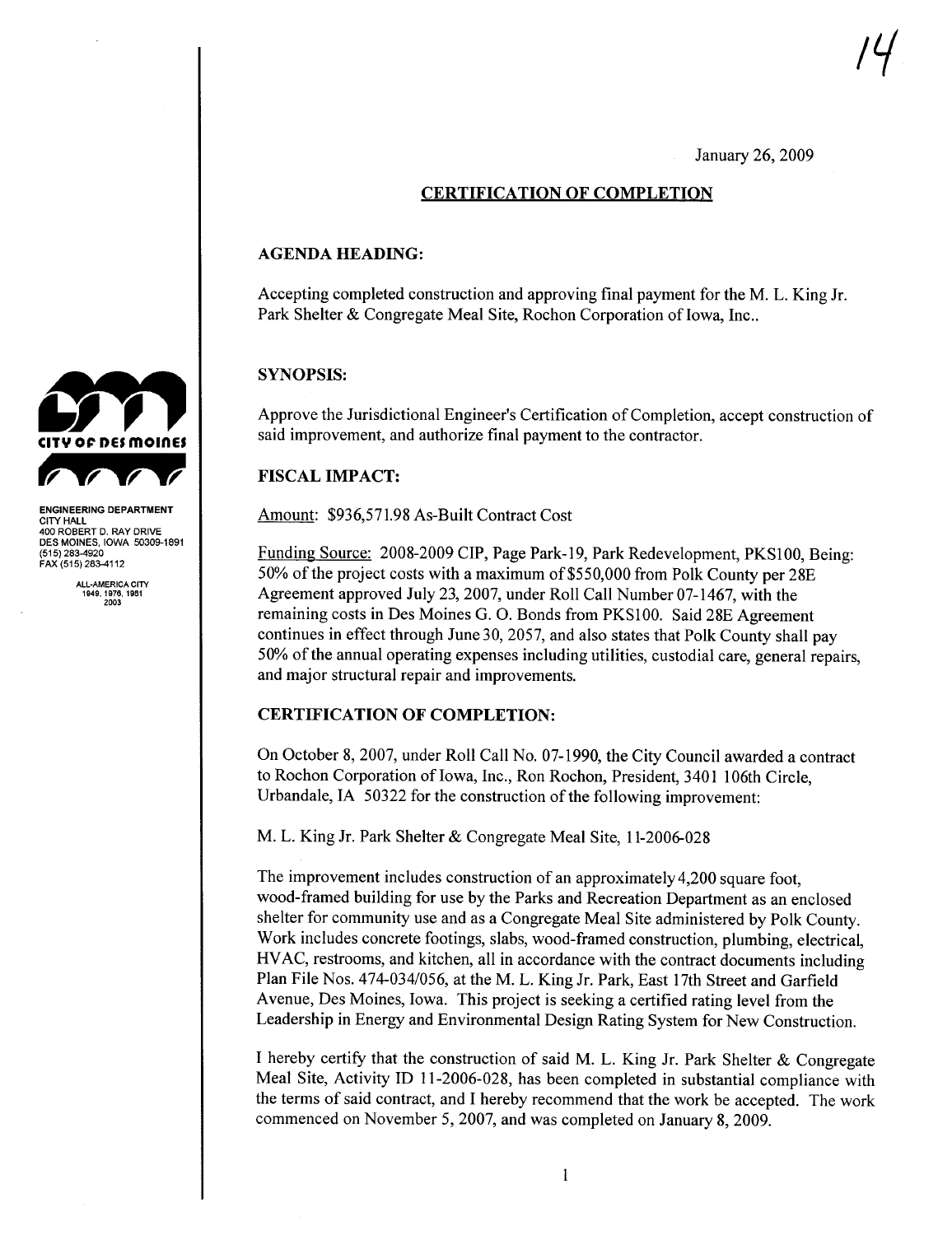14

January 26, 2009

## CERTIFICATION OF COMPLETION

CITY OF DES MOINES

ENGINEERING DEPARTMENT
CITY HALL
400 ROBERT D. RAY DRIVE
DES MOINES, IOWA 50309-1891
(515) 283-4920
FAX (515) 283-4112

ALL-AMERICA CITY
1949, 1976, 1981
2003

### AGENDA HEADING:

Accepting completed construction and approving final payment for the M. L. King Jr. Park Shelter & Congregate Meal Site, Rochon Corporation of Iowa, Inc..

### SYNOPSIS:

Approve the Jurisdictional Engineer's Certification of Completion, accept construction of said improvement, and authorize final payment to the contractor.

### FISCAL IMPACT:

Amount: $936,571.98 As-Built Contract Cost

Funding Source: 2008-2009 CIP, Page Park-19, Park Redevelopment, PKS100, Being: 50% of the project costs with a maximum of $550,000 from Polk County per 28E Agreement approved July 23, 2007, under Roll Call Number 07-1467, with the remaining costs in Des Moines G. O. Bonds from PKS100. Said 28E Agreement continues in effect through June 30, 2057, and also states that Polk County shall pay 50% of the annual operating expenses including utilities, custodial care, general repairs, and major structural repair and improvements.

### CERTIFICATION OF COMPLETION:

On October 8, 2007, under Roll Call No. 07-1990, the City Council awarded a contract to Rochon Corporation of Iowa, Inc., Ron Rochon, President, 3401 106th Circle, Urbandale, IA 50322 for the construction of the following improvement:

M. L. King Jr. Park Shelter & Congregate Meal Site, 11-2006-028

The improvement includes construction of an approximately 4,200 square foot, wood-framed building for use by the Parks and Recreation Department as an enclosed shelter for community use and as a Congregate Meal Site administered by Polk County. Work includes concrete footings, slabs, wood-framed construction, plumbing, electrical, HVAC, restrooms, and kitchen, all in accordance with the contract documents including Plan File Nos. 474-034/056, at the M. L. King Jr. Park, East 17th Street and Garfield Avenue, Des Moines, Iowa. This project is seeking a certified rating level from the Leadership in Energy and Environmental Design Rating System for New Construction.

I hereby certify that the construction of said M. L. King Jr. Park Shelter & Congregate Meal Site, Activity ID 11-2006-028, has been completed in substantial compliance with the terms of said contract, and I hereby recommend that the work be accepted. The work commenced on November 5, 2007, and was completed on January 8, 2009.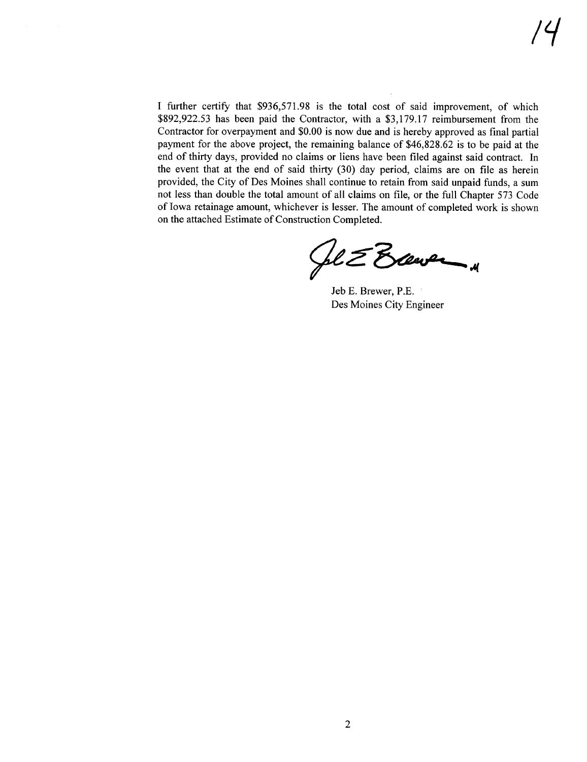I further certify that \$936,571.98 is the total cost of said improvement, of which \$892,922.53 has been paid the Contractor, with a \$3,179.17 reimbursement from the Contractor for overpayment and \$0.00 is now due and is hereby approved as final partial payment for the above project, the remaining balance of \$46,828.62 is to be paid at the end of thirty days, provided no claims or liens have been filed against said contract. In the event that at the end of said thirty (30) day period, claims are on file as herein provided, the City of Des Moines shall continue to retain from said unpaid funds, a sum not less than double the total amount of all claims on file, or the full Chapter 573 Code of Iowa retainage amount, whichever is lesser. The amount of completed work is shown on the attached Estimate of Construction Completed.

Jeb E. Brewer, P.E.
Des Moines City Engineer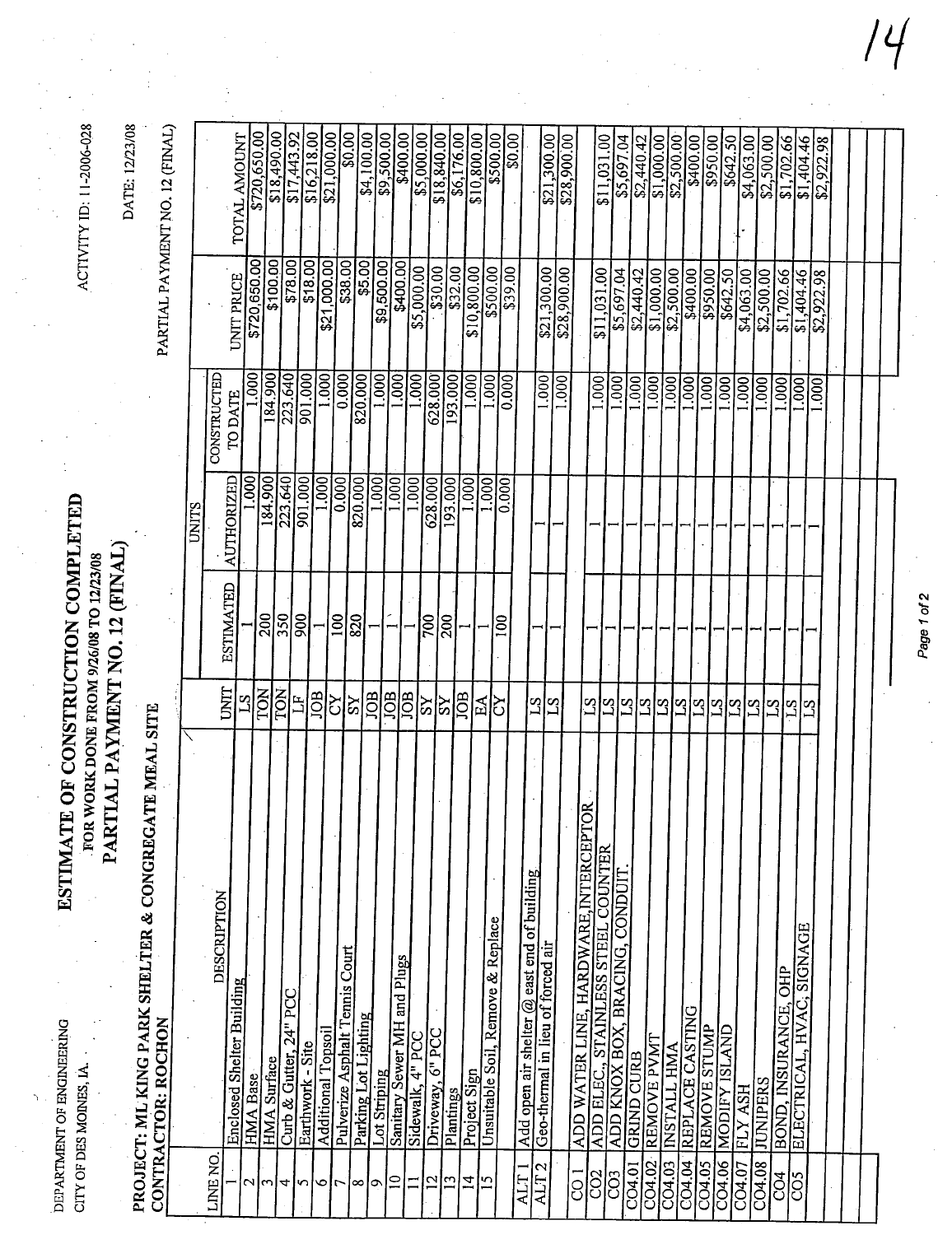DEPARTMENT OF ENGINEERING
CITY OF DES MOINES, IA.

ACTIVITY ID: 11-2006-028

# ESTIMATE OF CONSTRUCTION COMPLETED

FOR WORK DONE FROM 9/26/08 TO 12/23/08

## PARTIAL PAYMENT NO. 12 (FINAL)

DATE: 12/23/08

**PROJECT: ML KING PARK SHELTER & CONGREGATE MEAL SITE**
**CONTRACTOR: ROCHON**

PARTIAL PAYMENT NO. 12 (FINAL)

| LINE NO. | DESCRIPTION | UNIT | UNITS ESTIMATED | UNITS AUTHORIZED | UNITS CONSTRUCTED TO DATE | UNIT PRICE | TOTAL AMOUNT |
|---|---|---|---|---|---|---|---|
| 1 | Enclosed Shelter Building | LS | 1 | 1.000 | 1.000 | $720,650.00 | $720,650.00 |
| 2 | HMA Base | TON | 200 | 184.900 | 184.900 | $100.00 | $18,490.00 |
| 3 | HMA Surface | TON | 350 | 223.640 | 223.640 | $78.00 | $17,443.92 |
| 4 | Curb & Gutter, 24" PCC | LF | 900 | 901.000 | 901.000 | $18.00 | $16,218.00 |
| 5 | Earthwork - Site | JOB | 1 | 1.000 | 1.000 | $21,000.00 | $21,000.00 |
| 6 | Additional Topsoil | CY | 100 | 0.000 | 0.000 | $38.00 | $0.00 |
| 7 | Pulverize Asphalt Tennis Court | SY | 820 | 820.000 | 820.000 | $5.00 | $4,100.00 |
| 8 | Parking Lot Lighting | JOB | 1 | 1.000 | 1.000 | $9,500.00 | $9,500.00 |
| 9 | Lot Striping | JOB | 1 | 1.000 | 1.000 | $400.00 | $400.00 |
| 10 | Sanitary Sewer MH and Plugs | JOB | 1 | 1.000 | 1.000 | $5,000.00 | $5,000.00 |
| 11 | Sidewalk, 4" PCC | SY | 700 | 628.000 | 628.000 | $30.00 | $18,840.00 |
| 12 | Driveway, 6" PCC | SY | 200 | 193.000 | 193.000 | $32.00 | $6,176.00 |
| 13 | Plantings | JOB | 1 | 1.000 | 1.000 | $10,800.00 | $10,800.00 |
| 14 | Project Sign | EA | 1 | 1.000 | 1.000 | $500.00 | $500.00 |
| 15 | Unsuitable Soil, Remove & Replace | CY | 100 | 0.000 | 0.000 | $39.00 | $0.00 |
| | | | | | | | |
| ALT 1 | Add open air shelter @ east end of building | LS | 1 | 1 | 1.000 | $21,300.00 | $21,300.00 |
| ALT 2 | Geo-thermal in lieu of forced air | LS | 1 | 1 | 1.000 | $28,900.00 | $28,900.00 |
| | | | | | | | |
| CO 1 | ADD WATER LINE, HARDWARE, INTERCEPTOR | LS | 1 | 1 | 1.000 | $11,031.00 | $11,031.00 |
| CO2 | ADD ELEC., STAINLESS STEEL COUNTER | LS | 1 | 1 | 1.000 | $5,697.04 | $5,697.04 |
| CO3 | ADD KNOX BOX, BRACING, CONDUIT. | LS | 1 | 1 | 1.000 | $2,440.42 | $2,440.42 |
| CO4.01 | GRIND CURB | LS | 1 | 1 | 1.000 | $1,000.00 | $1,000.00 |
| CO4.02 | REMOVE PVMT | LS | 1 | 1 | 1.000 | $2,500.00 | $2,500.00 |
| CO4.03 | INSTALL HMA | LS | 1 | 1 | 1.000 | $400.00 | $400.00 |
| CO4.04 | REPLACE CASTING | LS | 1 | 1 | 1.000 | $950.00 | $950.00 |
| CO4.05 | REMOVE STUMP | LS | 1 | 1 | 1.000 | $642.50 | $642.50 |
| CO4.06 | MODIFY ISLAND | LS | 1 | 1 | 1.000 | $4,063.00 | $4,063.00 |
| CO4.07 | FLY ASH | LS | 1 | 1 | 1.000 | $2,500.00 | $2,500.00 |
| CO4.08 | JUNIPERS | LS | 1 | 1 | 1.000 | $1,702.66 | $1,702.66 |
| CO4 | BOND, INSURANCE, OHP | LS | 1 | 1 | 1.000 | $1,404.46 | $1,404.46 |
| CO5 | ELECTRICAL, HVAC, SIGNAGE | LS | 1 | 1 | 1.000 | $2,922.98 | $2,922.98 |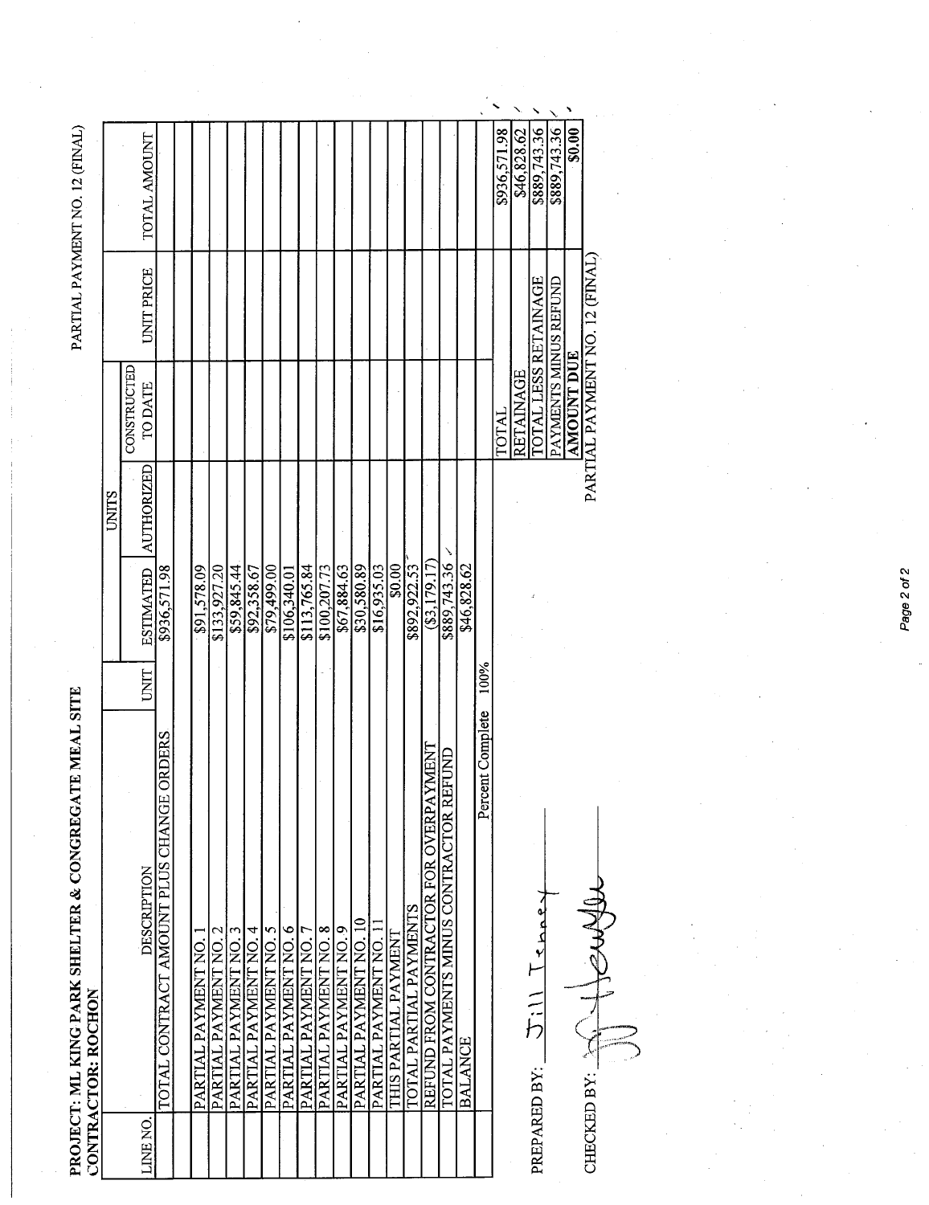**PROJECT: ML KING PARK SHELTER & CONGREGATE MEAL SITE**

**CONTRACTOR: ROCHON**

PARTIAL PAYMENT NO. 12 (FINAL)

| LINE NO. | DESCRIPTION | UNIT | UNITS ESTIMATED | UNITS AUTHORIZED | UNITS CONSTRUCTED TO DATE | UNIT PRICE | TOTAL AMOUNT |
|---|---|---|---|---|---|---|---|
| | TOTAL CONTRACT AMOUNT PLUS CHANGE ORDERS | | $936,571.98 | | | | |
| | | | | | | | |
| | PARTIAL PAYMENT NO. 1 | | $91,578.09 | | | | |
| | PARTIAL PAYMENT NO. 2 | | $133,927.20 | | | | |
| | PARTIAL PAYMENT NO. 3 | | $59,845.44 | | | | |
| | PARTIAL PAYMENT NO. 4 | | $92,358.67 | | | | |
| | PARTIAL PAYMENT NO. 5 | | $79,499.00 | | | | |
| | PARTIAL PAYMENT NO. 6 | | $106,340.01 | | | | |
| | PARTIAL PAYMENT NO. 7 | | $113,765.84 | | | | |
| | PARTIAL PAYMENT NO. 8 | | $100,207.73 | | | | |
| | PARTIAL PAYMENT NO. 9 | | $67,884.63 | | | | |
| | PARTIAL PAYMENT NO. 10 | | $30,580.89 | | | | |
| | PARTIAL PAYMENT NO. 11 | | $16,935.03 | | | | |
| | THIS PARTIAL PAYMENT | | $0.00 | | | | |
| | TOTAL PARTIAL PAYMENTS | | $892,922.53 | | | | |
| | REFUND FROM CONTRACTOR FOR OVERPAYMENT | | ($3,179.17) | | | | |
| | TOTAL PAYMENTS MINUS CONTRACTOR REFUND | | $889,743.36 | | | | |
| | BALANCE | | $46,828.62 | | | | |
| | Percent Complete 100% | | | | | | |
| | | | | | TOTAL | | $936,571.98 |
| | | | | | RETAINAGE | | $46,828.62 |
| | | | | | TOTAL LESS RETAINAGE | | $889,743.36 |
| | | | | | PAYMENTS MINUS REFUND | | $889,743.36 |
| | | | | | **AMOUNT DUE** | | **$0.00** |

PARTIAL PAYMENT NO. 12 (FINAL)

PREPARED BY: Jill Tenney

CHECKED BY: [signature]